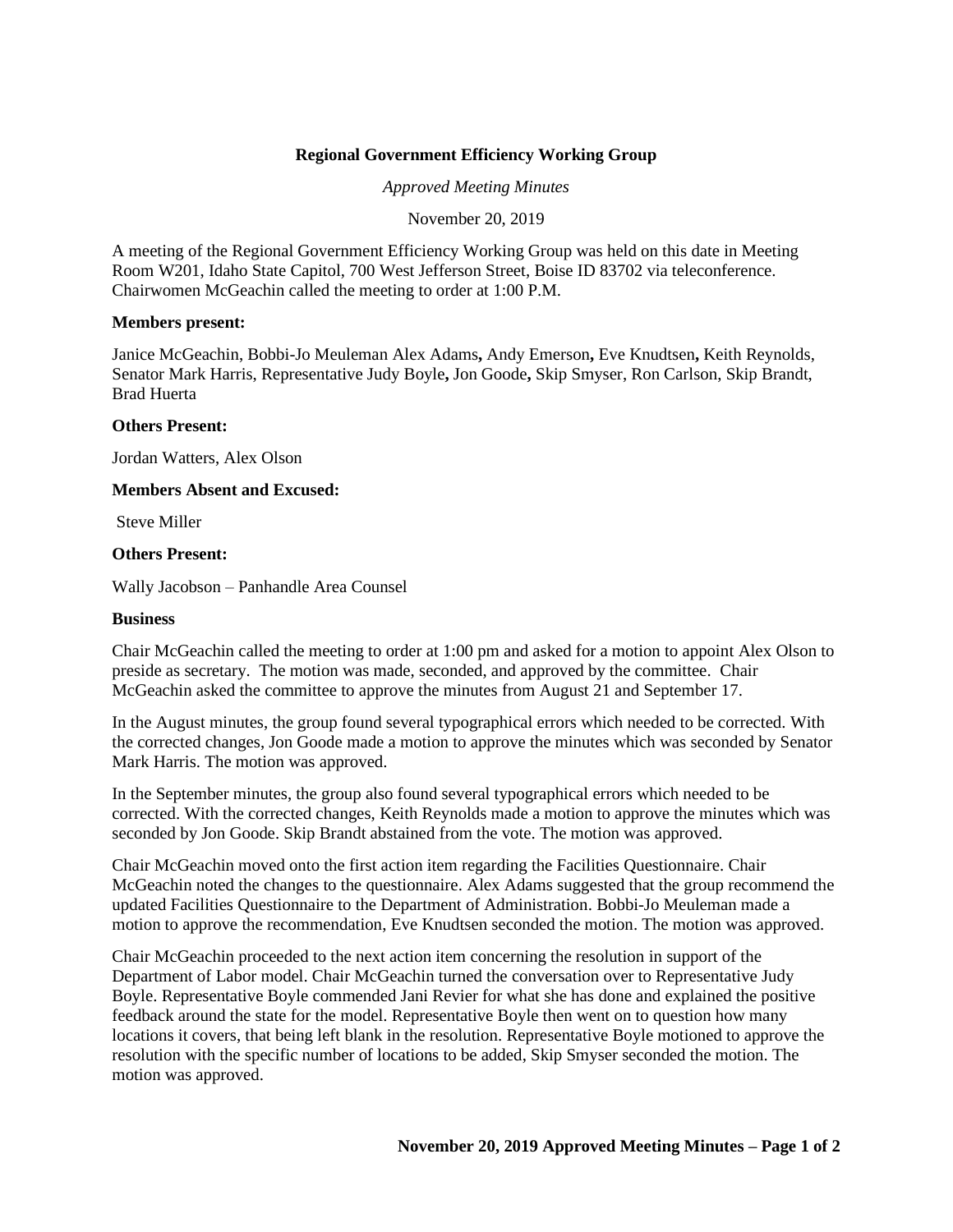**Regional Government Efficiency Working Group**

*Approved Meeting Minutes*

November 20, 2019

A meeting of the Regional Government Efficiency Working Group was held on this date in Meeting Room W201, Idaho State Capitol, 700 West Jefferson Street, Boise ID 83702 via teleconference. Chairwomen McGeachin called the meeting to order at 1:00 P.M.

**Members present:**

Janice McGeachin, Bobbi-Jo Meuleman Alex Adams**,** Andy Emerson**,** Eve Knudtsen**,** Keith Reynolds, Senator Mark Harris, Representative Judy Boyle**,** Jon Goode**,** Skip Smyser, Ron Carlson, Skip Brandt, Brad Huerta

**Others Present:**

Jordan Watters, Alex Olson

**Members Absent and Excused:**

Steve Miller

**Others Present:**

Wally Jacobson – Panhandle Area Counsel

**Business**

Chair McGeachin called the meeting to order at 1:00 pm and asked for a motion to appoint Alex Olson to preside as secretary. The motion was made, seconded, and approved by the committee. Chair McGeachin asked the committee to approve the minutes from August 21 and September 17.

In the August minutes, the group found several typographical errors which needed to be corrected. With the corrected changes, Jon Goode made a motion to approve the minutes which was seconded by Senator Mark Harris. The motion was approved.

In the September minutes, the group also found several typographical errors which needed to be corrected. With the corrected changes, Keith Reynolds made a motion to approve the minutes which was seconded by Jon Goode. Skip Brandt abstained from the vote. The motion was approved.

Chair McGeachin moved onto the first action item regarding the Facilities Questionnaire. Chair McGeachin noted the changes to the questionnaire. Alex Adams suggested that the group recommend the updated Facilities Questionnaire to the Department of Administration. Bobbi-Jo Meuleman made a motion to approve the recommendation, Eve Knudtsen seconded the motion. The motion was approved.

Chair McGeachin proceeded to the next action item concerning the resolution in support of the Department of Labor model. Chair McGeachin turned the conversation over to Representative Judy Boyle. Representative Boyle commended Jani Revier for what she has done and explained the positive feedback around the state for the model. Representative Boyle then went on to question how many locations it covers, that being left blank in the resolution. Representative Boyle motioned to approve the resolution with the specific number of locations to be added, Skip Smyser seconded the motion. The motion was approved.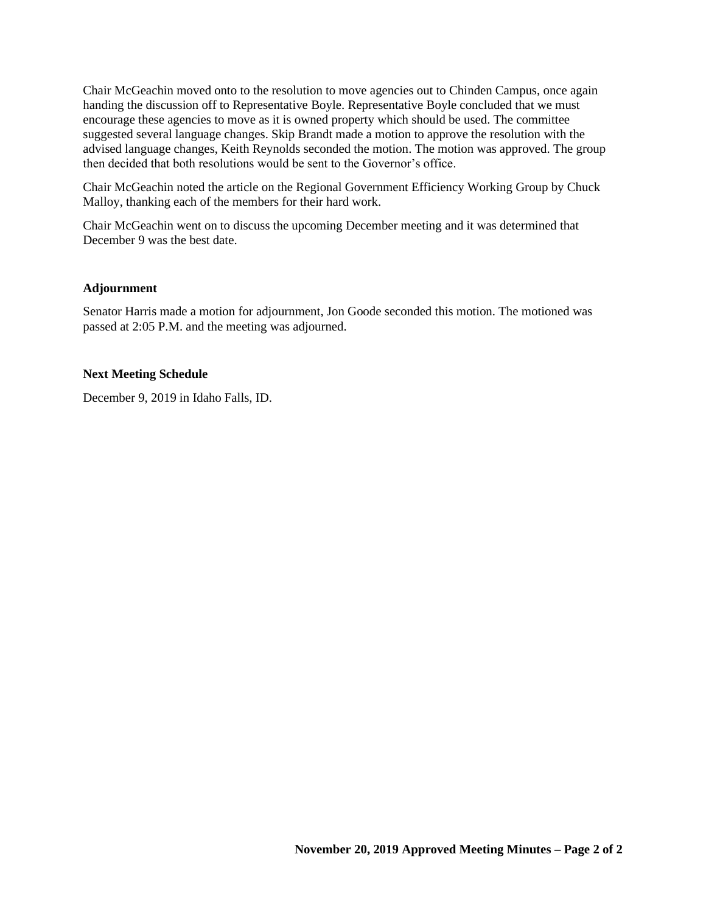Chair McGeachin moved onto to the resolution to move agencies out to Chinden Campus, once again handing the discussion off to Representative Boyle. Representative Boyle concluded that we must encourage these agencies to move as it is owned property which should be used. The committee suggested several language changes. Skip Brandt made a motion to approve the resolution with the advised language changes, Keith Reynolds seconded the motion. The motion was approved. The group then decided that both resolutions would be sent to the Governor's office.

Chair McGeachin noted the article on the Regional Government Efficiency Working Group by Chuck Malloy, thanking each of the members for their hard work.

Chair McGeachin went on to discuss the upcoming December meeting and it was determined that December 9 was the best date.

**Adjournment**

Senator Harris made a motion for adjournment, Jon Goode seconded this motion. The motioned was passed at 2:05 P.M. and the meeting was adjourned.

**Next Meeting Schedule**

December 9, 2019 in Idaho Falls, ID.